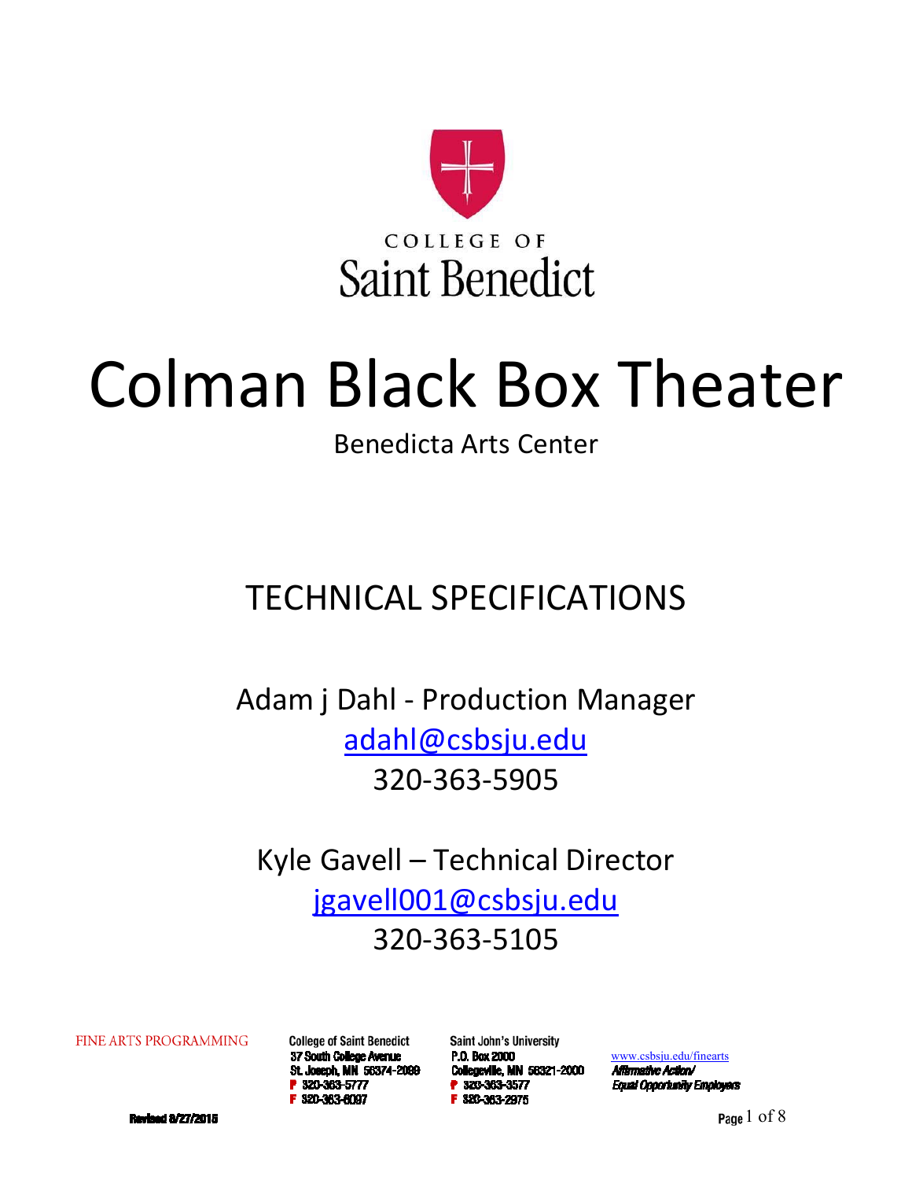COLLEGE OF
Saint Benedict

# Colman Black Box Theater

Benedicta Arts Center

## TECHNICAL SPECIFICATIONS

Adam j Dahl - Production Manager
adahl@csbsju.edu
320-363-5905

Kyle Gavell – Technical Director
jgavell001@csbsju.edu
320-363-5105

FINE ARTS PROGRAMMING

College of Saint Benedict
37 South College Avenue
St. Joseph, MN 56374-2099
P 320-363-5777
F 320-363-6097

Saint John's University
P.O. Box 2000
Collegeville, MN 56321-2000
P 320-363-3577
F 320-363-2975

www.csbsju.edu/finearts
*Affirmative Action/ Equal Opportunity Employers*

Revised 8/27/2015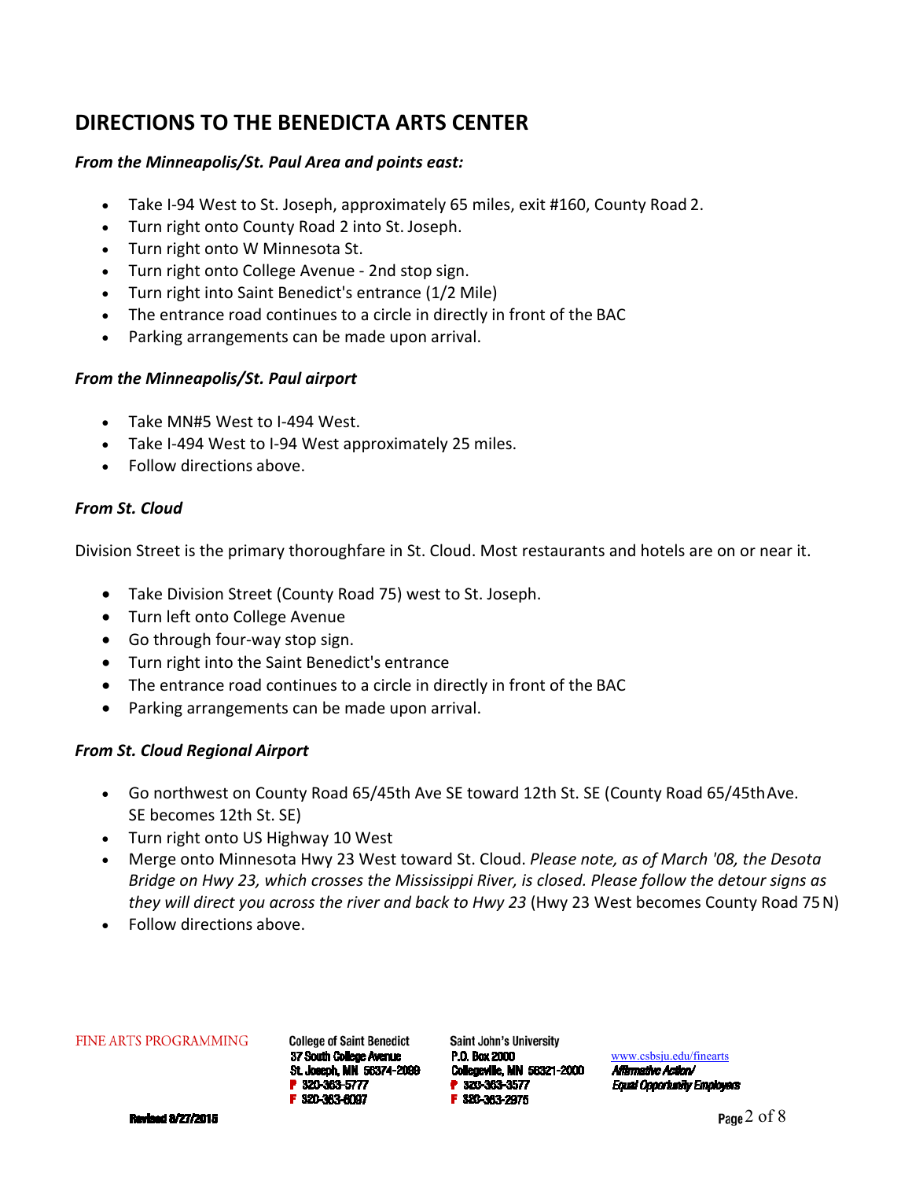## DIRECTIONS TO THE BENEDICTA ARTS CENTER

***From the Minneapolis/St. Paul Area and points east:***

- Take I-94 West to St. Joseph, approximately 65 miles, exit #160, County Road 2.
- Turn right onto County Road 2 into St. Joseph.
- Turn right onto W Minnesota St.
- Turn right onto College Avenue - 2nd stop sign.
- Turn right into Saint Benedict's entrance (1/2 Mile)
- The entrance road continues to a circle in directly in front of the BAC
- Parking arrangements can be made upon arrival.

***From the Minneapolis/St. Paul airport***

- Take MN#5 West to I-494 West.
- Take I-494 West to I-94 West approximately 25 miles.
- Follow directions above.

***From St. Cloud***

Division Street is the primary thoroughfare in St. Cloud. Most restaurants and hotels are on or near it.

- Take Division Street (County Road 75) west to St. Joseph.
- Turn left onto College Avenue
- Go through four-way stop sign.
- Turn right into the Saint Benedict's entrance
- The entrance road continues to a circle in directly in front of the BAC
- Parking arrangements can be made upon arrival.

***From St. Cloud Regional Airport***

- Go northwest on County Road 65/45th Ave SE toward 12th St. SE (County Road 65/45th Ave. SE becomes 12th St. SE)
- Turn right onto US Highway 10 West
- Merge onto Minnesota Hwy 23 West toward St. Cloud. *Please note, as of March '08, the Desota Bridge on Hwy 23, which crosses the Mississippi River, is closed. Please follow the detour signs as they will direct you across the river and back to Hwy 23* (Hwy 23 West becomes County Road 75 N)
- Follow directions above.

FINE ARTS PROGRAMMING

College of Saint Benedict
37 South College Avenue
St. Joseph, MN 56374-2099
P 320-363-5777
F 320-363-6097

Saint John's University
P.O. Box 2000
Collegeville, MN 56321-2000
P 320-363-3577
F 320-363-2975

www.csbsju.edu/finearts
*Affirmative Action/ Equal Opportunity Employers*

Revised 8/27/2015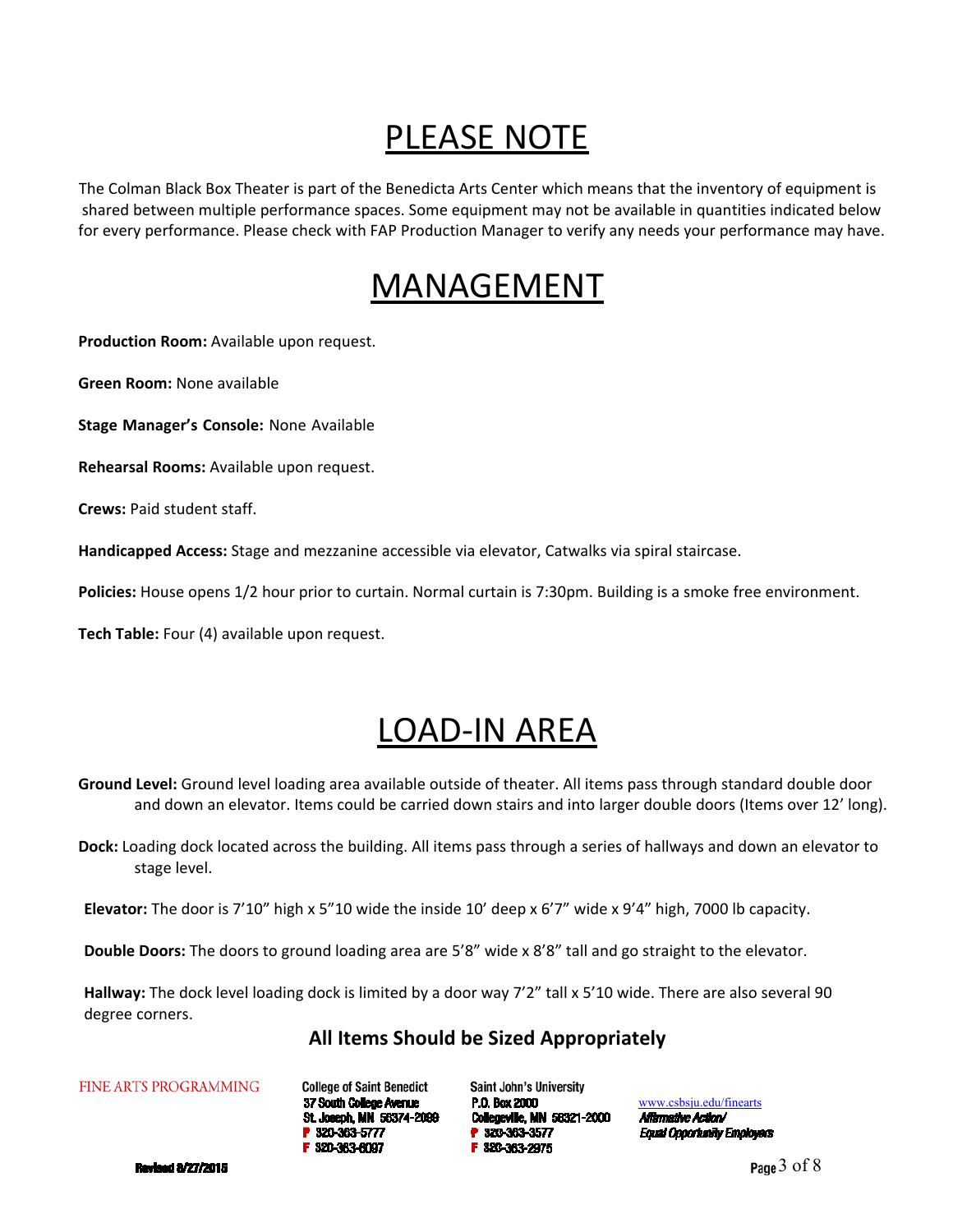# PLEASE NOTE

The Colman Black Box Theater is part of the Benedicta Arts Center which means that the inventory of equipment is shared between multiple performance spaces. Some equipment may not be available in quantities indicated below for every performance. Please check with FAP Production Manager to verify any needs your performance may have.

# MANAGEMENT

**Production Room:** Available upon request.

**Green Room:** None available

**Stage Manager's Console:** None Available

**Rehearsal Rooms:** Available upon request.

**Crews:** Paid student staff.

**Handicapped Access:** Stage and mezzanine accessible via elevator, Catwalks via spiral staircase.

**Policies:** House opens 1/2 hour prior to curtain. Normal curtain is 7:30pm. Building is a smoke free environment.

**Tech Table:** Four (4) available upon request.

# LOAD-IN AREA

**Ground Level:** Ground level loading area available outside of theater. All items pass through standard double door and down an elevator. Items could be carried down stairs and into larger double doors (Items over 12' long).

**Dock:** Loading dock located across the building. All items pass through a series of hallways and down an elevator to stage level.

**Elevator:** The door is 7'10" high x 5"10 wide the inside 10' deep x 6'7" wide x 9'4" high, 7000 lb capacity.

**Double Doors:** The doors to ground loading area are 5'8" wide x 8'8" tall and go straight to the elevator.

**Hallway:** The dock level loading dock is limited by a door way 7'2" tall x 5'10 wide. There are also several 90 degree corners.

**All Items Should be Sized Appropriately**

FINE ARTS PROGRAMMING

College of Saint Benedict
37 South College Avenue
St. Joseph, MN 56374-2099
P 320-363-5777
F 320-363-6097

Saint John's University
P.O. Box 2000
Collegeville, MN 56321-2000
P 320-363-3577
F 320-363-2975

www.csbsju.edu/finearts
*Affirmative Action/ Equal Opportunity Employers*

Revised 8/27/2015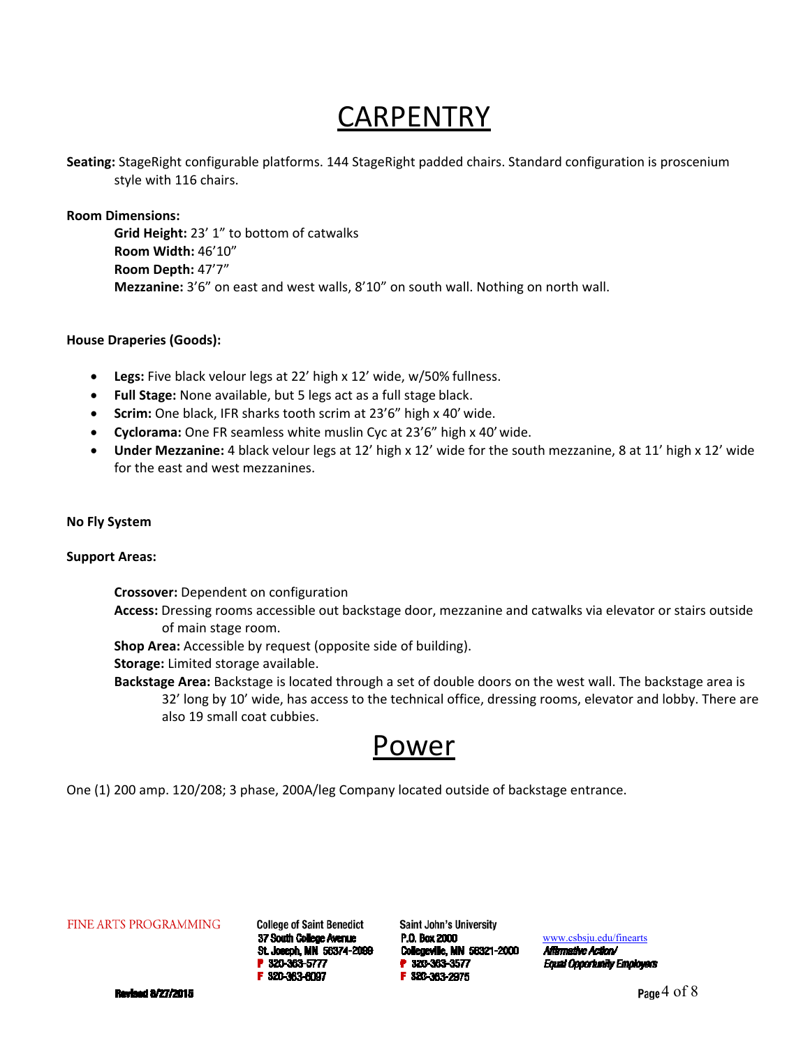# CARPENTRY

**Seating:** StageRight configurable platforms. 144 StageRight padded chairs. Standard configuration is proscenium style with 116 chairs.

**Room Dimensions:**

**Grid Height:** 23' 1" to bottom of catwalks
**Room Width:** 46'10"
**Room Depth:** 47'7"
**Mezzanine:** 3'6" on east and west walls, 8'10" on south wall. Nothing on north wall.

**House Draperies (Goods):**

- **Legs:** Five black velour legs at 22' high x 12' wide, w/50% fullness.
- **Full Stage:** None available, but 5 legs act as a full stage black.
- **Scrim:** One black, IFR sharks tooth scrim at 23'6" high x 40' wide.
- **Cyclorama:** One FR seamless white muslin Cyc at 23'6" high x 40' wide.
- **Under Mezzanine:** 4 black velour legs at 12' high x 12' wide for the south mezzanine, 8 at 11' high x 12' wide for the east and west mezzanines.

**No Fly System**

**Support Areas:**

**Crossover:** Dependent on configuration
**Access:** Dressing rooms accessible out backstage door, mezzanine and catwalks via elevator or stairs outside of main stage room.
**Shop Area:** Accessible by request (opposite side of building).
**Storage:** Limited storage available.
**Backstage Area:** Backstage is located through a set of double doors on the west wall. The backstage area is 32' long by 10' wide, has access to the technical office, dressing rooms, elevator and lobby. There are also 19 small coat cubbies.

# Power

One (1) 200 amp. 120/208; 3 phase, 200A/leg Company located outside of backstage entrance.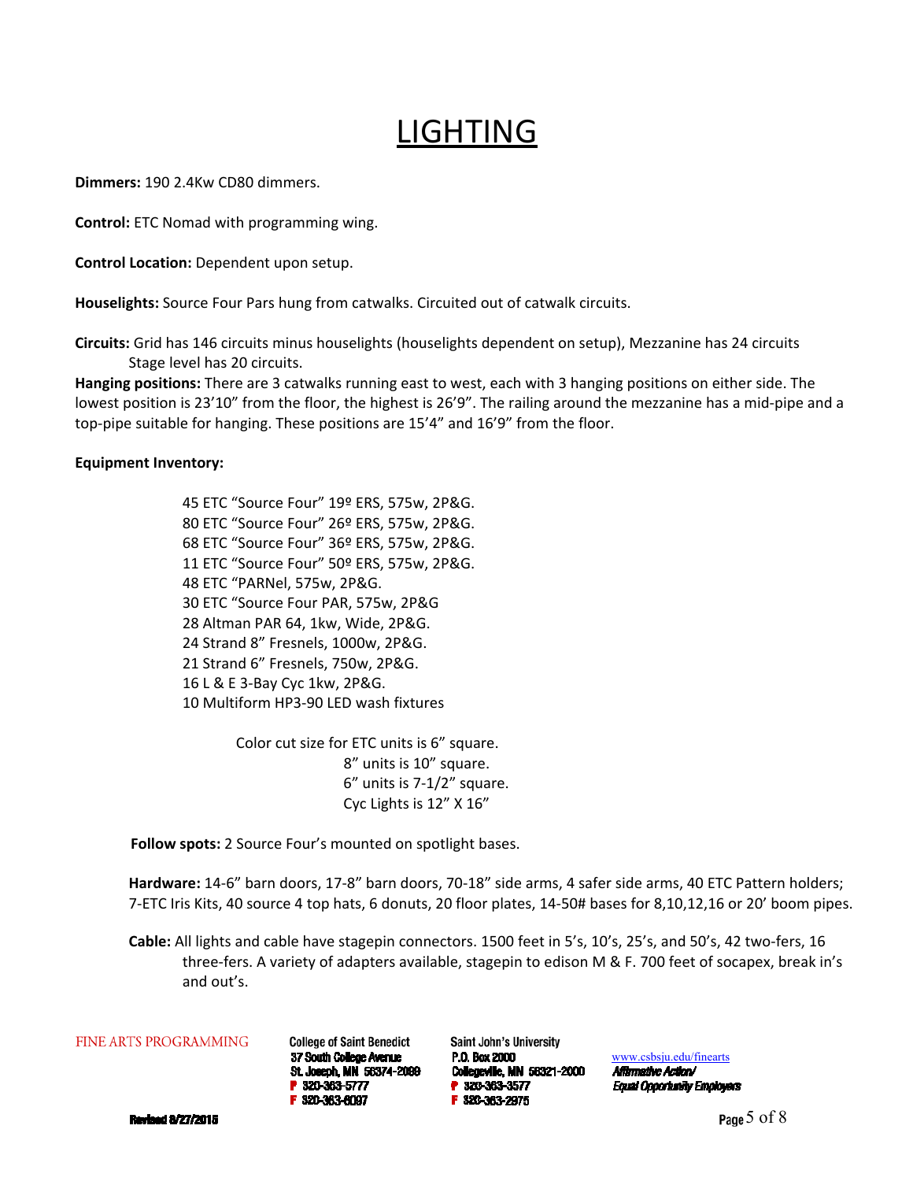# LIGHTING

**Dimmers:** 190 2.4Kw CD80 dimmers.

**Control:** ETC Nomad with programming wing.

**Control Location:** Dependent upon setup.

**Houselights:** Source Four Pars hung from catwalks. Circuited out of catwalk circuits.

**Circuits:** Grid has 146 circuits minus houselights (houselights dependent on setup), Mezzanine has 24 circuits Stage level has 20 circuits.

**Hanging positions:** There are 3 catwalks running east to west, each with 3 hanging positions on either side. The lowest position is 23'10" from the floor, the highest is 26'9". The railing around the mezzanine has a mid-pipe and a top-pipe suitable for hanging. These positions are 15'4" and 16'9" from the floor.

**Equipment Inventory:**

45 ETC "Source Four" 19º ERS, 575w, 2P&G.
80 ETC "Source Four" 26º ERS, 575w, 2P&G.
68 ETC "Source Four" 36º ERS, 575w, 2P&G.
11 ETC "Source Four" 50º ERS, 575w, 2P&G.
48 ETC "PARNel, 575w, 2P&G.
30 ETC "Source Four PAR, 575w, 2P&G
28 Altman PAR 64, 1kw, Wide, 2P&G.
24 Strand 8" Fresnels, 1000w, 2P&G.
21 Strand 6" Fresnels, 750w, 2P&G.
16 L & E 3-Bay Cyc 1kw, 2P&G.
10 Multiform HP3-90 LED wash fixtures

Color cut size for ETC units is 6" square.
8" units is 10" square.
6" units is 7-1/2" square.
Cyc Lights is 12" X 16"

**Follow spots:** 2 Source Four's mounted on spotlight bases.

**Hardware:** 14-6" barn doors, 17-8" barn doors, 70-18" side arms, 4 safer side arms, 40 ETC Pattern holders; 7-ETC Iris Kits, 40 source 4 top hats, 6 donuts, 20 floor plates, 14-50# bases for 8,10,12,16 or 20' boom pipes.

**Cable:** All lights and cable have stagepin connectors. 1500 feet in 5's, 10's, 25's, and 50's, 42 two-fers, 16 three-fers. A variety of adapters available, stagepin to edison M & F. 700 feet of socapex, break in's and out's.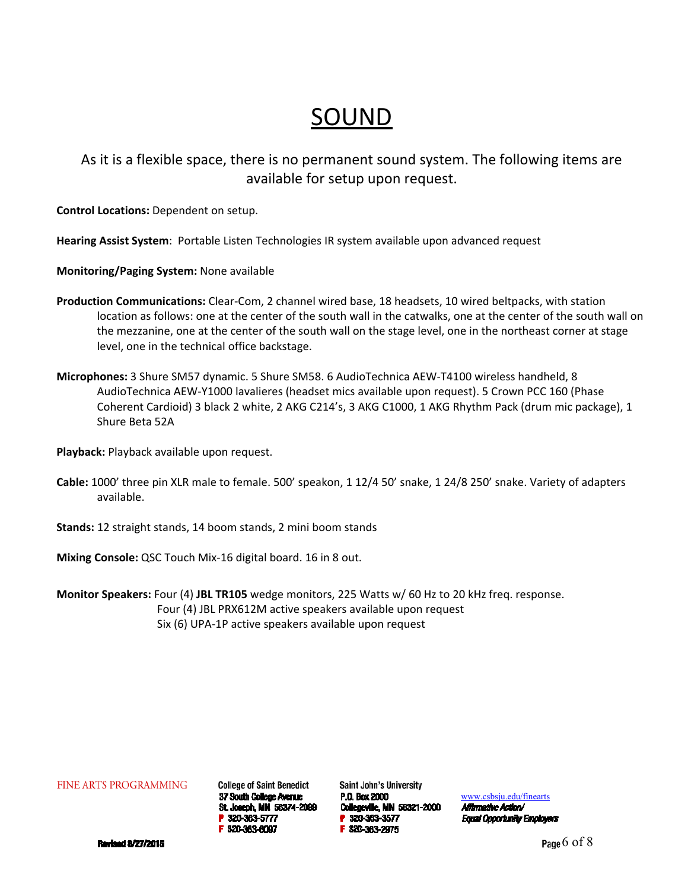# SOUND

As it is a flexible space, there is no permanent sound system. The following items are available for setup upon request.

**Control Locations:** Dependent on setup.

**Hearing Assist System**: Portable Listen Technologies IR system available upon advanced request

**Monitoring/Paging System:** None available

**Production Communications:** Clear-Com, 2 channel wired base, 18 headsets, 10 wired beltpacks, with station location as follows: one at the center of the south wall in the catwalks, one at the center of the south wall on the mezzanine, one at the center of the south wall on the stage level, one in the northeast corner at stage level, one in the technical office backstage.

**Microphones:** 3 Shure SM57 dynamic. 5 Shure SM58. 6 AudioTechnica AEW-T4100 wireless handheld, 8 AudioTechnica AEW-Y1000 lavalieres (headset mics available upon request). 5 Crown PCC 160 (Phase Coherent Cardioid) 3 black 2 white, 2 AKG C214's, 3 AKG C1000, 1 AKG Rhythm Pack (drum mic package), 1 Shure Beta 52A

**Playback:** Playback available upon request.

**Cable:** 1000' three pin XLR male to female. 500' speakon, 1 12/4 50' snake, 1 24/8 250' snake. Variety of adapters available.

**Stands:** 12 straight stands, 14 boom stands, 2 mini boom stands

**Mixing Console:** QSC Touch Mix-16 digital board. 16 in 8 out.

**Monitor Speakers:** Four (4) **JBL TR105** wedge monitors, 225 Watts w/ 60 Hz to 20 kHz freq. response.
Four (4) JBL PRX612M active speakers available upon request
Six (6) UPA-1P active speakers available upon request

FINE ARTS PROGRAMMING

College of Saint Benedict
37 South College Avenue
St. Joseph, MN 56374-2099
P 320-363-5777
F 320-363-6097

Saint John's University
P.O. Box 2000
Collegeville, MN 56321-2000
P 320-363-3577
F 320-363-2975

www.csbsju.edu/finearts
*Affirmative Action/ Equal Opportunity Employers*

Revised 8/27/2015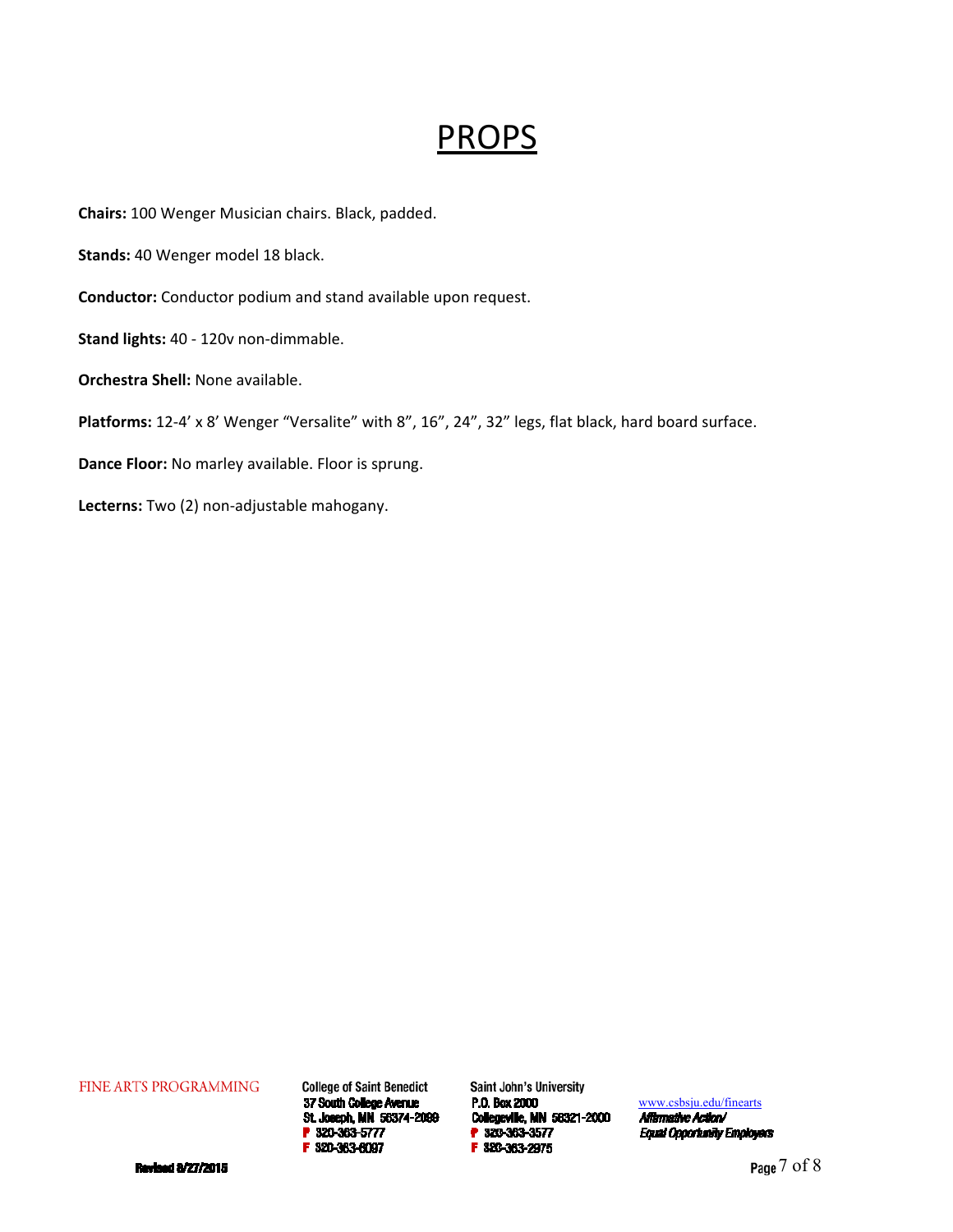# PROPS

**Chairs:** 100 Wenger Musician chairs. Black, padded.

**Stands:** 40 Wenger model 18 black.

**Conductor:** Conductor podium and stand available upon request.

**Stand lights:** 40 - 120v non-dimmable.

**Orchestra Shell:** None available.

**Platforms:** 12-4' x 8' Wenger "Versalite" with 8", 16", 24", 32" legs, flat black, hard board surface.

**Dance Floor:** No marley available. Floor is sprung.

**Lecterns:** Two (2) non-adjustable mahogany.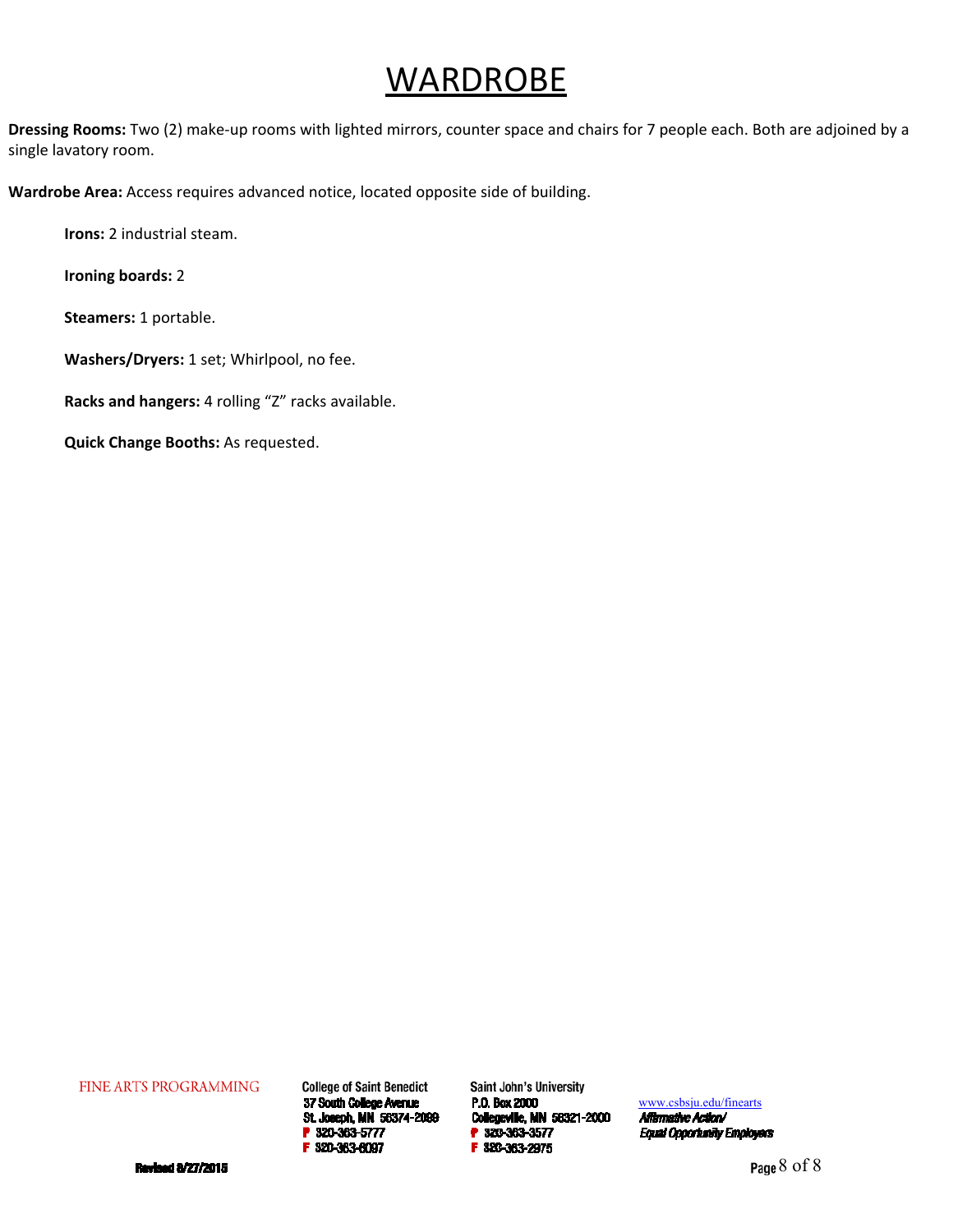# WARDROBE

**Dressing Rooms:** Two (2) make-up rooms with lighted mirrors, counter space and chairs for 7 people each. Both are adjoined by a single lavatory room.

**Wardrobe Area:** Access requires advanced notice, located opposite side of building.

**Irons:** 2 industrial steam.

**Ironing boards:** 2

**Steamers:** 1 portable.

**Washers/Dryers:** 1 set; Whirlpool, no fee.

**Racks and hangers:** 4 rolling "Z" racks available.

**Quick Change Booths:** As requested.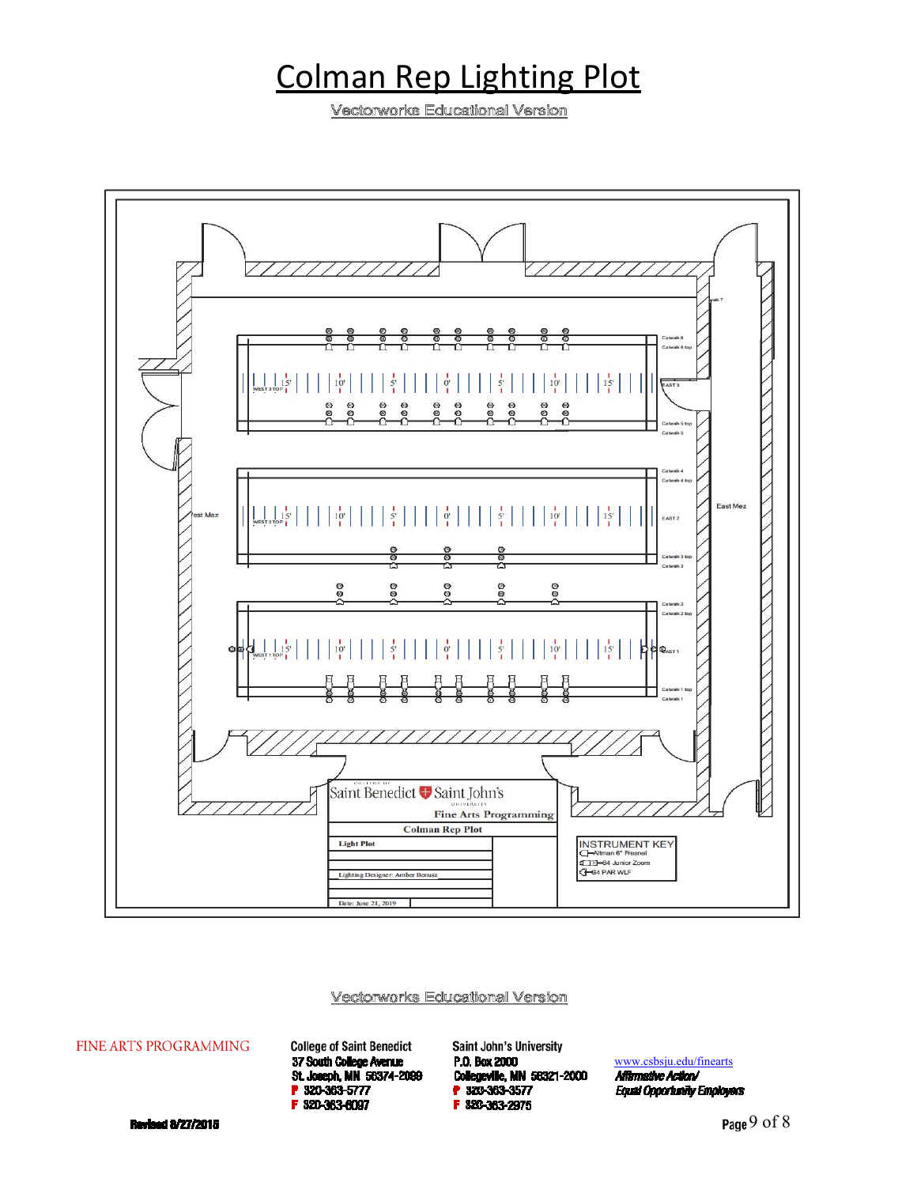# Colman Rep Lighting Plot

Vectorworks Educational Version

Catwalk 6
Catwalk 6 top
WEST 3 TOP
15' 10' 5' 0' 5' 10' 15'
EAST 3
Catwalk 5 top
Catwalk 5
Catwalk 4
Catwalk 4 top
West Mez
WEST 2 TOP
15' 10' 5' 0' 5' 10' 15'
EAST 2
East Mez
Catwalk 3 top
Catwalk 3
Catwalk 2
Catwalk 2 top
WEST 1 TOP
15' 10' 5' 0' 5' 10' 15'
EAST 1
Catwalk 1 top
Catwalk 1
Catwalk 7

College of Saint Benedict | Saint John's University

Fine Arts Programming

Colman Rep Plot

Light Plot

Lighting Designer: Amber Benusa

Date: June 21, 2019

INSTRUMENT KEY
Altman 6" Fresnel
S4 Junior Zoom
S4 PAR WLF

Vectorworks Educational Version

FINE ARTS PROGRAMMING

College of Saint Benedict
37 South College Avenue
St. Joseph, MN 56374-2099
P 320-363-5777
F 320-363-6097

Saint John's University
P.O. Box 2000
Collegeville, MN 56321-2000
P 320-363-3577
F 320-363-2975

www.csbsju.edu/finearts
*Affirmative Action/*
*Equal Opportunity Employers*

Revised 8/27/2015